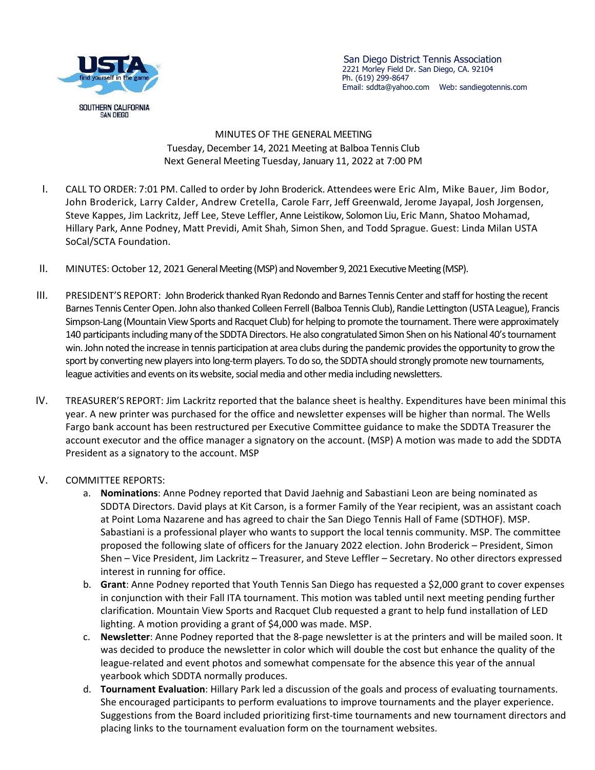San Diego District Tennis Association
2221 Morley Field Dr. San Diego, CA. 92104
Ph. (619) 299-8647
Email: sddta@yahoo.com Web: sandiegotennis.com

MINUTES OF THE GENERAL MEETING
Tuesday, December 14, 2021 Meeting at Balboa Tennis Club
Next General Meeting Tuesday, January 11, 2022 at 7:00 PM

I. CALL TO ORDER: 7:01 PM. Called to order by John Broderick. Attendees were Eric Alm, Mike Bauer, Jim Bodor, John Broderick, Larry Calder, Andrew Cretella, Carole Farr, Jeff Greenwald, Jerome Jayapal, Josh Jorgensen, Steve Kappes, Jim Lackritz, Jeff Lee, Steve Leffler, Anne Leistikow, Solomon Liu, Eric Mann, Shatoo Mohamad, Hillary Park, Anne Podney, Matt Previdi, Amit Shah, Simon Shen, and Todd Sprague. Guest: Linda Milan USTA SoCal/SCTA Foundation.

II. MINUTES: October 12, 2021 General Meeting (MSP) and November 9, 2021 Executive Meeting (MSP).

III. PRESIDENT'S REPORT: John Broderick thanked Ryan Redondo and Barnes Tennis Center and staff for hosting the recent Barnes Tennis Center Open. John also thanked Colleen Ferrell (Balboa Tennis Club), Randie Lettington (USTA League), Francis Simpson-Lang (Mountain View Sports and Racquet Club) for helping to promote the tournament. There were approximately 140 participants including many of the SDDTA Directors. He also congratulated Simon Shen on his National 40's tournament win. John noted the increase in tennis participation at area clubs during the pandemic provides the opportunity to grow the sport by converting new players into long-term players. To do so, the SDDTA should strongly promote new tournaments, league activities and events on its website, social media and other media including newsletters.

IV. TREASURER'S REPORT: Jim Lackritz reported that the balance sheet is healthy. Expenditures have been minimal this year. A new printer was purchased for the office and newsletter expenses will be higher than normal. The Wells Fargo bank account has been restructured per Executive Committee guidance to make the SDDTA Treasurer the account executor and the office manager a signatory on the account. (MSP) A motion was made to add the SDDTA President as a signatory to the account. MSP

V. COMMITTEE REPORTS:
   a. **Nominations**: Anne Podney reported that David Jaehnig and Sabastiani Leon are being nominated as SDDTA Directors. David plays at Kit Carson, is a former Family of the Year recipient, was an assistant coach at Point Loma Nazarene and has agreed to chair the San Diego Tennis Hall of Fame (SDTHOF). MSP. Sabastiani is a professional player who wants to support the local tennis community. MSP. The committee proposed the following slate of officers for the January 2022 election. John Broderick – President, Simon Shen – Vice President, Jim Lackritz – Treasurer, and Steve Leffler – Secretary. No other directors expressed interest in running for office.
   b. **Grant**: Anne Podney reported that Youth Tennis San Diego has requested a $2,000 grant to cover expenses in conjunction with their Fall ITA tournament. This motion was tabled until next meeting pending further clarification. Mountain View Sports and Racquet Club requested a grant to help fund installation of LED lighting. A motion providing a grant of $4,000 was made. MSP.
   c. **Newsletter**: Anne Podney reported that the 8-page newsletter is at the printers and will be mailed soon. It was decided to produce the newsletter in color which will double the cost but enhance the quality of the league-related and event photos and somewhat compensate for the absence this year of the annual yearbook which SDDTA normally produces.
   d. **Tournament Evaluation**: Hillary Park led a discussion of the goals and process of evaluating tournaments. She encouraged participants to perform evaluations to improve tournaments and the player experience. Suggestions from the Board included prioritizing first-time tournaments and new tournament directors and placing links to the tournament evaluation form on the tournament websites.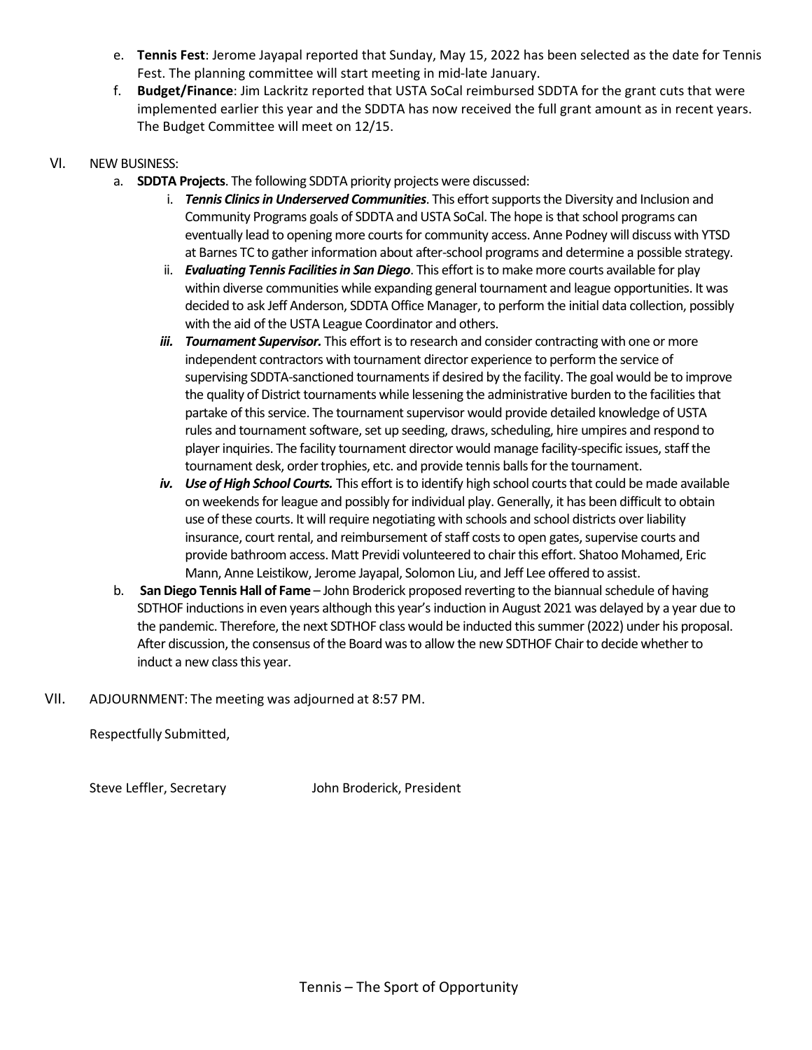e. **Tennis Fest**: Jerome Jayapal reported that Sunday, May 15, 2022 has been selected as the date for Tennis Fest. The planning committee will start meeting in mid-late January.

f. **Budget/Finance**: Jim Lackritz reported that USTA SoCal reimbursed SDDTA for the grant cuts that were implemented earlier this year and the SDDTA has now received the full grant amount as in recent years. The Budget Committee will meet on 12/15.

VI. NEW BUSINESS:

a. **SDDTA Projects**. The following SDDTA priority projects were discussed:

i. ***Tennis Clinics in Underserved Communities***. This effort supports the Diversity and Inclusion and Community Programs goals of SDDTA and USTA SoCal. The hope is that school programs can eventually lead to opening more courts for community access. Anne Podney will discuss with YTSD at Barnes TC to gather information about after-school programs and determine a possible strategy.

ii. ***Evaluating Tennis Facilities in San Diego***. This effort is to make more courts available for play within diverse communities while expanding general tournament and league opportunities. It was decided to ask Jeff Anderson, SDDTA Office Manager, to perform the initial data collection, possibly with the aid of the USTA League Coordinator and others.

***iii. Tournament Supervisor.*** This effort is to research and consider contracting with one or more independent contractors with tournament director experience to perform the service of supervising SDDTA-sanctioned tournaments if desired by the facility. The goal would be to improve the quality of District tournaments while lessening the administrative burden to the facilities that partake of this service. The tournament supervisor would provide detailed knowledge of USTA rules and tournament software, set up seeding, draws, scheduling, hire umpires and respond to player inquiries. The facility tournament director would manage facility-specific issues, staff the tournament desk, order trophies, etc. and provide tennis balls for the tournament.

***iv. Use of High School Courts.*** This effort is to identify high school courts that could be made available on weekends for league and possibly for individual play. Generally, it has been difficult to obtain use of these courts. It will require negotiating with schools and school districts over liability insurance, court rental, and reimbursement of staff costs to open gates, supervise courts and provide bathroom access. Matt Previdi volunteered to chair this effort. Shatoo Mohamed, Eric Mann, Anne Leistikow, Jerome Jayapal, Solomon Liu, and Jeff Lee offered to assist.

b. **San Diego Tennis Hall of Fame** – John Broderick proposed reverting to the biannual schedule of having SDTHOF inductions in even years although this year's induction in August 2021 was delayed by a year due to the pandemic. Therefore, the next SDTHOF class would be inducted this summer (2022) under his proposal. After discussion, the consensus of the Board was to allow the new SDTHOF Chair to decide whether to induct a new class this year.

VII. ADJOURNMENT: The meeting was adjourned at 8:57 PM.

Respectfully Submitted,

Steve Leffler, Secretary                John Broderick, President

Tennis – The Sport of Opportunity